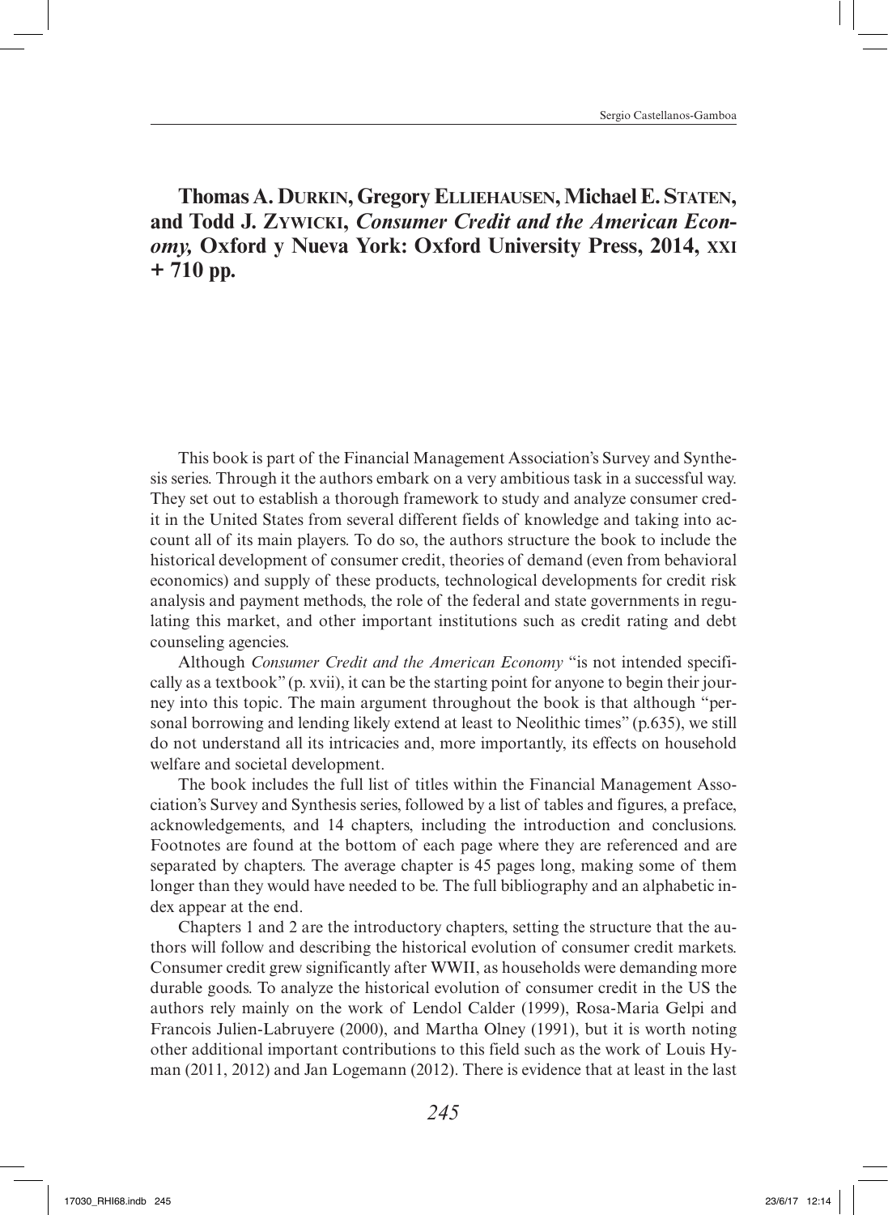**Thomas A. Durkin, Gregory Elliehausen, Michael E. Staten, and Todd J. Zywicki, *Consumer Credit and the American Economy,* Oxford y Nueva York: Oxford University Press, 2014, xxi + 710 pp.**

This book is part of the Financial Management Association's Survey and Synthesis series. Through it the authors embark on a very ambitious task in a successful way. They set out to establish a thorough framework to study and analyze consumer credit in the United States from several different fields of knowledge and taking into account all of its main players. To do so, the authors structure the book to include the historical development of consumer credit, theories of demand (even from behavioral economics) and supply of these products, technological developments for credit risk analysis and payment methods, the role of the federal and state governments in regulating this market, and other important institutions such as credit rating and debt counseling agencies.

Although *Consumer Credit and the American Economy* "is not intended specifically as a textbook" (p. xvii), it can be the starting point for anyone to begin their journey into this topic. The main argument throughout the book is that although "personal borrowing and lending likely extend at least to Neolithic times" (p.635), we still do not understand all its intricacies and, more importantly, its effects on household welfare and societal development.

The book includes the full list of titles within the Financial Management Association's Survey and Synthesis series, followed by a list of tables and figures, a preface, acknowledgements, and 14 chapters, including the introduction and conclusions. Footnotes are found at the bottom of each page where they are referenced and are separated by chapters. The average chapter is 45 pages long, making some of them longer than they would have needed to be. The full bibliography and an alphabetic index appear at the end.

Chapters 1 and 2 are the introductory chapters, setting the structure that the authors will follow and describing the historical evolution of consumer credit markets. Consumer credit grew significantly after WWII, as households were demanding more durable goods. To analyze the historical evolution of consumer credit in the US the authors rely mainly on the work of Lendol Calder (1999), Rosa-Maria Gelpi and Francois Julien-Labruyere (2000), and Martha Olney (1991), but it is worth noting other additional important contributions to this field such as the work of Louis Hyman (2011, 2012) and Jan Logemann (2012). There is evidence that at least in the last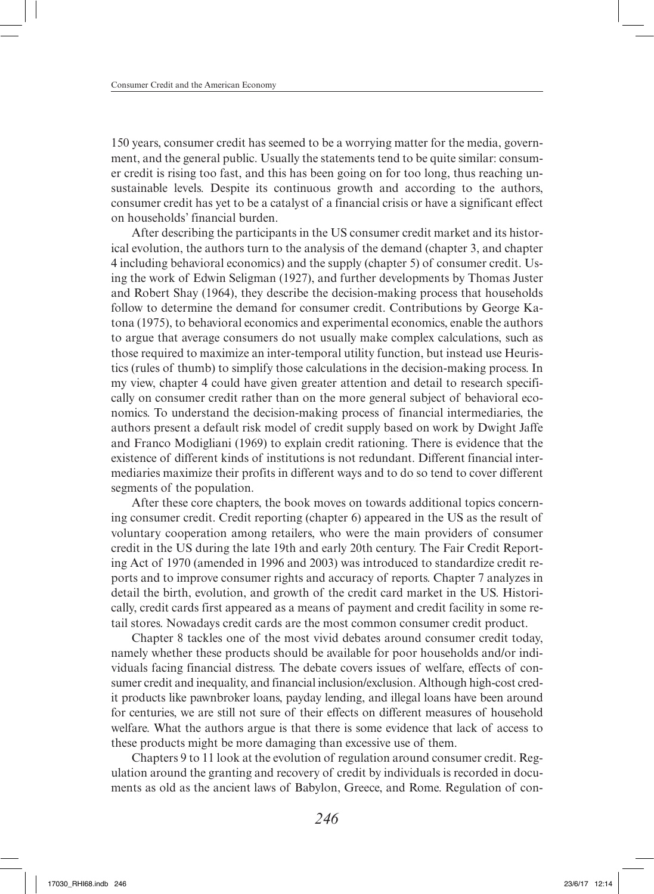150 years, consumer credit has seemed to be a worrying matter for the media, government, and the general public. Usually the statements tend to be quite similar: consumer credit is rising too fast, and this has been going on for too long, thus reaching unsustainable levels. Despite its continuous growth and according to the authors, consumer credit has yet to be a catalyst of a financial crisis or have a significant effect on households' financial burden.

After describing the participants in the US consumer credit market and its historical evolution, the authors turn to the analysis of the demand (chapter 3, and chapter 4 including behavioral economics) and the supply (chapter 5) of consumer credit. Using the work of Edwin Seligman (1927), and further developments by Thomas Juster and Robert Shay (1964), they describe the decision-making process that households follow to determine the demand for consumer credit. Contributions by George Katona (1975), to behavioral economics and experimental economics, enable the authors to argue that average consumers do not usually make complex calculations, such as those required to maximize an inter-temporal utility function, but instead use Heuristics (rules of thumb) to simplify those calculations in the decision-making process. In my view, chapter 4 could have given greater attention and detail to research specifically on consumer credit rather than on the more general subject of behavioral economics. To understand the decision-making process of financial intermediaries, the authors present a default risk model of credit supply based on work by Dwight Jaffe and Franco Modigliani (1969) to explain credit rationing. There is evidence that the existence of different kinds of institutions is not redundant. Different financial intermediaries maximize their profits in different ways and to do so tend to cover different segments of the population.

After these core chapters, the book moves on towards additional topics concerning consumer credit. Credit reporting (chapter 6) appeared in the US as the result of voluntary cooperation among retailers, who were the main providers of consumer credit in the US during the late 19th and early 20th century. The Fair Credit Reporting Act of 1970 (amended in 1996 and 2003) was introduced to standardize credit reports and to improve consumer rights and accuracy of reports. Chapter 7 analyzes in detail the birth, evolution, and growth of the credit card market in the US. Historically, credit cards first appeared as a means of payment and credit facility in some retail stores. Nowadays credit cards are the most common consumer credit product.

Chapter 8 tackles one of the most vivid debates around consumer credit today, namely whether these products should be available for poor households and/or individuals facing financial distress. The debate covers issues of welfare, effects of consumer credit and inequality, and financial inclusion/exclusion. Although high-cost credit products like pawnbroker loans, payday lending, and illegal loans have been around for centuries, we are still not sure of their effects on different measures of household welfare. What the authors argue is that there is some evidence that lack of access to these products might be more damaging than excessive use of them.

Chapters 9 to 11 look at the evolution of regulation around consumer credit. Regulation around the granting and recovery of credit by individuals is recorded in documents as old as the ancient laws of Babylon, Greece, and Rome. Regulation of con-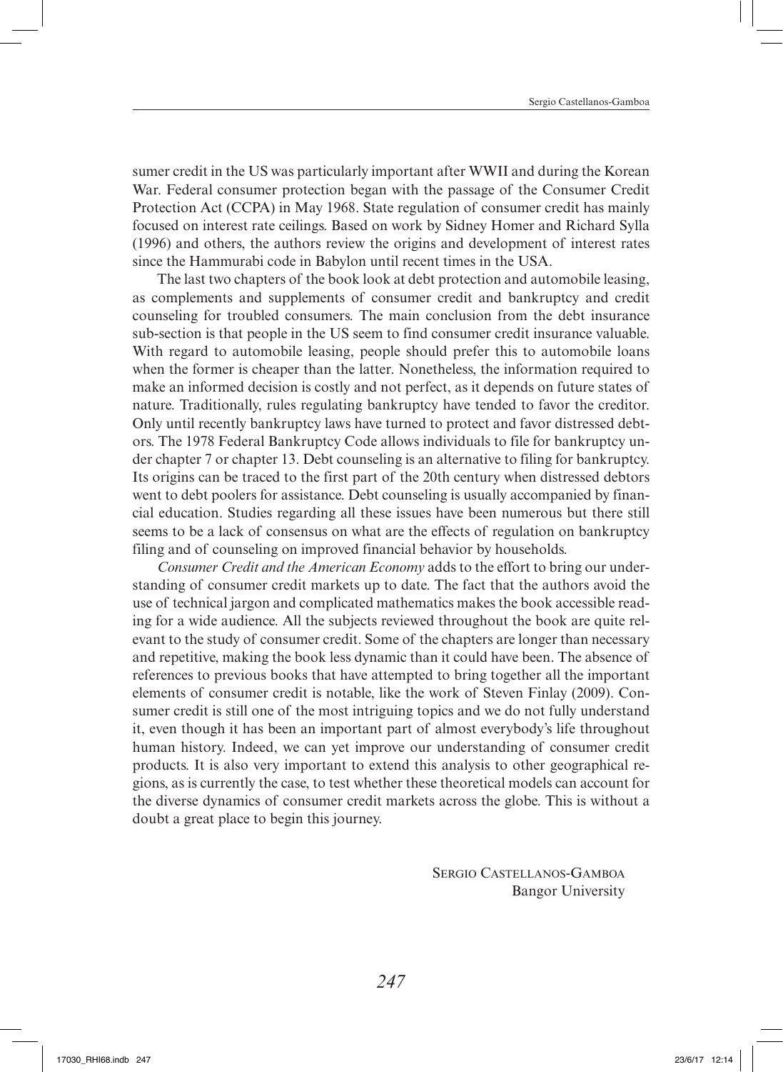sumer credit in the US was particularly important after WWII and during the Korean War. Federal consumer protection began with the passage of the Consumer Credit Protection Act (CCPA) in May 1968. State regulation of consumer credit has mainly focused on interest rate ceilings. Based on work by Sidney Homer and Richard Sylla (1996) and others, the authors review the origins and development of interest rates since the Hammurabi code in Babylon until recent times in the USA.

The last two chapters of the book look at debt protection and automobile leasing, as complements and supplements of consumer credit and bankruptcy and credit counseling for troubled consumers. The main conclusion from the debt insurance sub-section is that people in the US seem to find consumer credit insurance valuable. With regard to automobile leasing, people should prefer this to automobile loans when the former is cheaper than the latter. Nonetheless, the information required to make an informed decision is costly and not perfect, as it depends on future states of nature. Traditionally, rules regulating bankruptcy have tended to favor the creditor. Only until recently bankruptcy laws have turned to protect and favor distressed debtors. The 1978 Federal Bankruptcy Code allows individuals to file for bankruptcy under chapter 7 or chapter 13. Debt counseling is an alternative to filing for bankruptcy. Its origins can be traced to the first part of the 20th century when distressed debtors went to debt poolers for assistance. Debt counseling is usually accompanied by financial education. Studies regarding all these issues have been numerous but there still seems to be a lack of consensus on what are the effects of regulation on bankruptcy filing and of counseling on improved financial behavior by households.

*Consumer Credit and the American Economy* adds to the effort to bring our understanding of consumer credit markets up to date. The fact that the authors avoid the use of technical jargon and complicated mathematics makes the book accessible reading for a wide audience. All the subjects reviewed throughout the book are quite relevant to the study of consumer credit. Some of the chapters are longer than necessary and repetitive, making the book less dynamic than it could have been. The absence of references to previous books that have attempted to bring together all the important elements of consumer credit is notable, like the work of Steven Finlay (2009). Consumer credit is still one of the most intriguing topics and we do not fully understand it, even though it has been an important part of almost everybody's life throughout human history. Indeed, we can yet improve our understanding of consumer credit products. It is also very important to extend this analysis to other geographical regions, as is currently the case, to test whether these theoretical models can account for the diverse dynamics of consumer credit markets across the globe. This is without a doubt a great place to begin this journey.

Sergio Castellanos-Gamboa
Bangor University